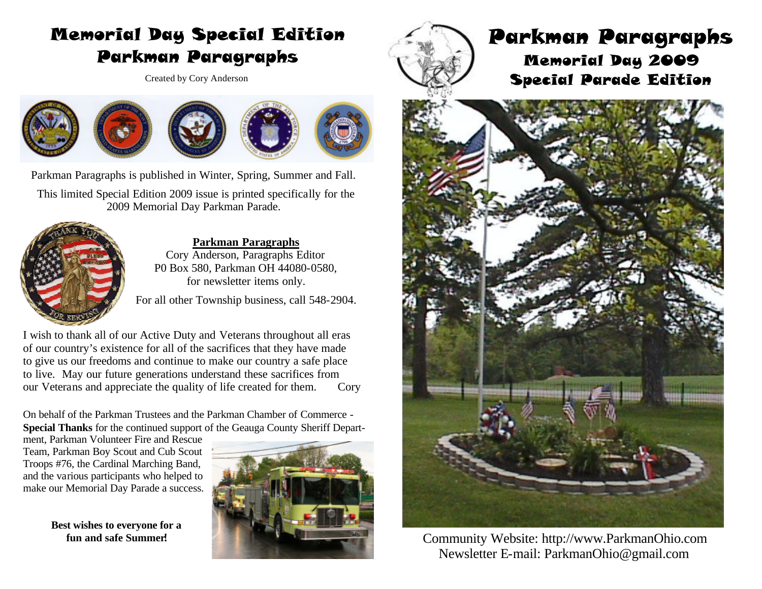# Memorial Day Special Edition Parkman Paragraphs

Created by Cory Anderson

Parkman Paragraphs is published in Winter, Spring, Summer and Fall.

This limited Special Edition 2009 issue is printed specifically for the 2009 Memorial Day Parkman Parade.

**Parkman Paragraphs**
Cory Anderson, Paragraphs Editor
P0 Box 580, Parkman OH 44080-0580,
for newsletter items only.

For all other Township business, call 548-2904.

I wish to thank all of our Active Duty and Veterans throughout all eras of our country's existence for all of the sacrifices that they have made to give us our freedoms and continue to make our country a safe place to live. May our future generations understand these sacrifices from our Veterans and appreciate the quality of life created for them. Cory

On behalf of the Parkman Trustees and the Parkman Chamber of Commerce - **Special Thanks** for the continued support of the Geauga County Sheriff Department, Parkman Volunteer Fire and Rescue Team, Parkman Boy Scout and Cub Scout Troops #76, the Cardinal Marching Band, and the various participants who helped to make our Memorial Day Parade a success.

**Best wishes to everyone for a fun and safe Summer!**

# Parkman Paragraphs

## Memorial Day 2009

## Special Parade Edition

Community Website: http://www.ParkmanOhio.com
Newsletter E-mail: ParkmanOhio@gmail.com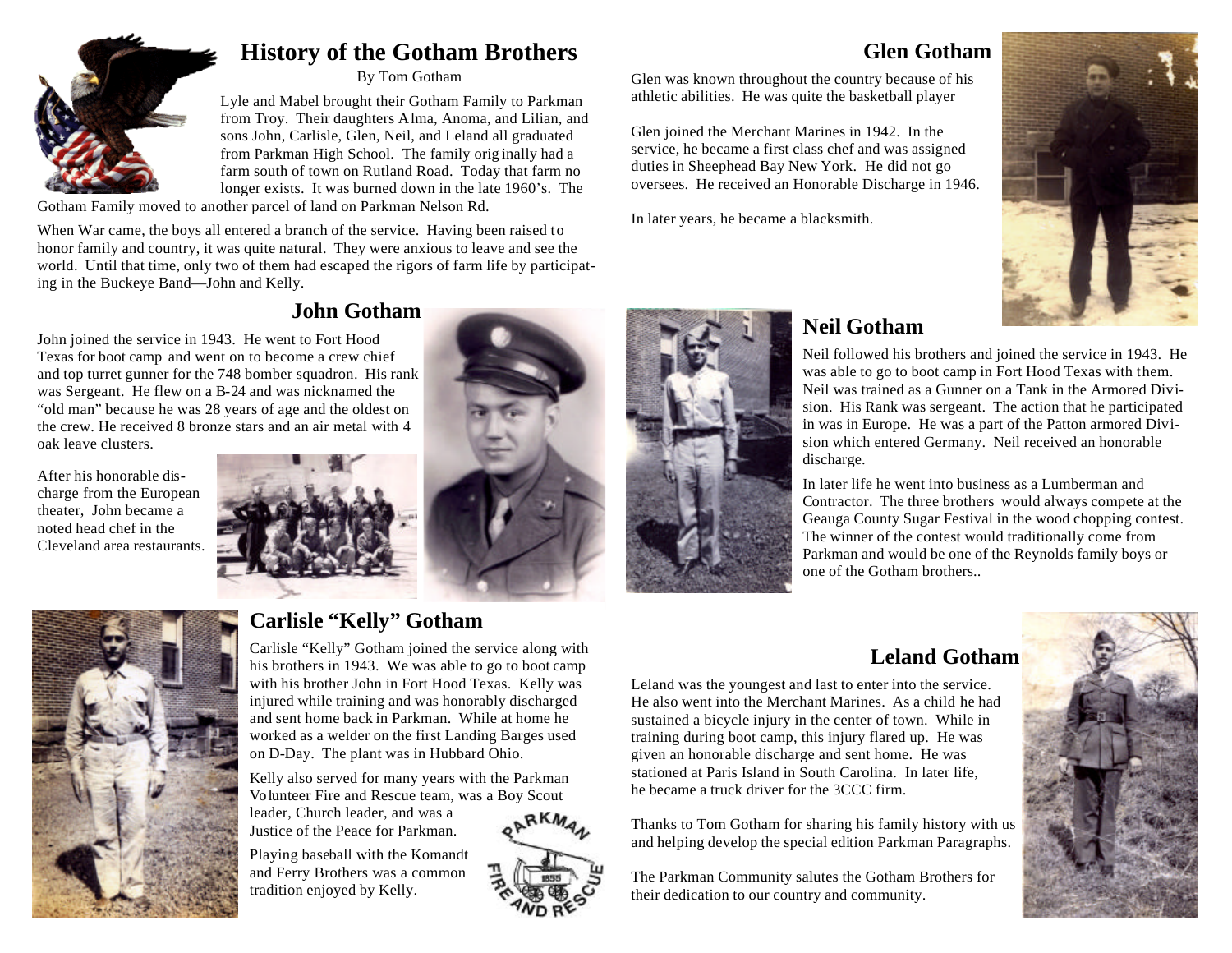# History of the Gotham Brothers

By Tom Gotham

Lyle and Mabel brought their Gotham Family to Parkman from Troy. Their daughters Alma, Anoma, and Lilian, and sons John, Carlisle, Glen, Neil, and Leland all graduated from Parkman High School. The family originally had a farm south of town on Rutland Road. Today that farm no longer exists. It was burned down in the late 1960's. The Gotham Family moved to another parcel of land on Parkman Nelson Rd.

When War came, the boys all entered a branch of the service. Having been raised to honor family and country, it was quite natural. They were anxious to leave and see the world. Until that time, only two of them had escaped the rigors of farm life by participating in the Buckeye Band—John and Kelly.

## John Gotham

John joined the service in 1943. He went to Fort Hood Texas for boot camp and went on to become a crew chief and top turret gunner for the 748 bomber squadron. His rank was Sergeant. He flew on a B-24 and was nicknamed the "old man" because he was 28 years of age and the oldest on the crew. He received 8 bronze stars and an air metal with 4 oak leave clusters.

After his honorable discharge from the European theater, John became a noted head chef in the Cleveland area restaurants.

## Carlisle "Kelly" Gotham

Carlisle "Kelly" Gotham joined the service along with his brothers in 1943. We was able to go to boot camp with his brother John in Fort Hood Texas. Kelly was injured while training and was honorably discharged and sent home back in Parkman. While at home he worked as a welder on the first Landing Barges used on D-Day. The plant was in Hubbard Ohio.

Kelly also served for many years with the Parkman Volunteer Fire and Rescue team, was a Boy Scout leader, Church leader, and was a Justice of the Peace for Parkman.

Playing baseball with the Komandt and Ferry Brothers was a common tradition enjoyed by Kelly.

## Glen Gotham

Glen was known throughout the country because of his athletic abilities. He was quite the basketball player

Glen joined the Merchant Marines in 1942. In the service, he became a first class chef and was assigned duties in Sheephead Bay New York. He did not go oversees. He received an Honorable Discharge in 1946.

In later years, he became a blacksmith.

## Neil Gotham

Neil followed his brothers and joined the service in 1943. He was able to go to boot camp in Fort Hood Texas with them. Neil was trained as a Gunner on a Tank in the Armored Division. His Rank was sergeant. The action that he participated in was in Europe. He was a part of the Patton armored Division which entered Germany. Neil received an honorable discharge.

In later life he went into business as a Lumberman and Contractor. The three brothers would always compete at the Geauga County Sugar Festival in the wood chopping contest. The winner of the contest would traditionally come from Parkman and would be one of the Reynolds family boys or one of the Gotham brothers..

## Leland Gotham

Leland was the youngest and last to enter into the service. He also went into the Merchant Marines. As a child he had sustained a bicycle injury in the center of town. While in training during boot camp, this injury flared up. He was given an honorable discharge and sent home. He was stationed at Paris Island in South Carolina. In later life, he became a truck driver for the 3CCC firm.

Thanks to Tom Gotham for sharing his family history with us and helping develop the special edition Parkman Paragraphs.

The Parkman Community salutes the Gotham Brothers for their dedication to our country and community.